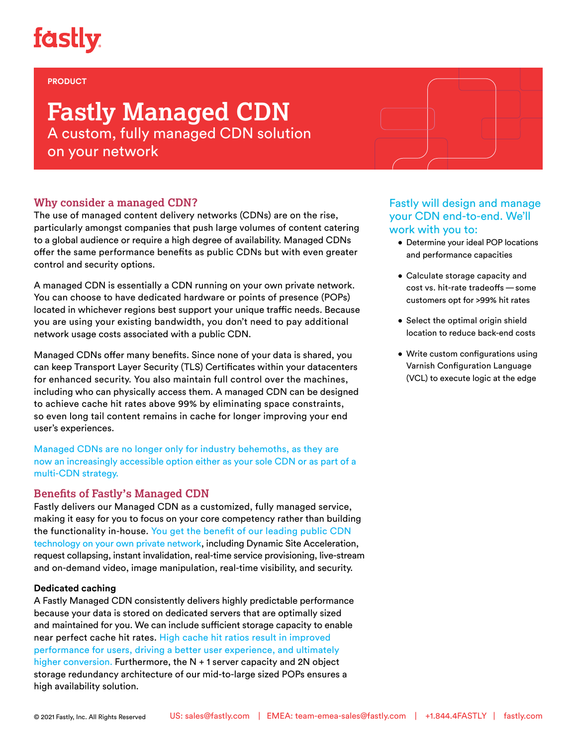fastly

PRODUCT

# Fastly Managed CDN

A custom, fully managed CDN solution on your network

## Why consider a managed CDN?

The use of managed content delivery networks (CDNs) are on the rise, particularly amongst companies that push large volumes of content catering to a global audience or require a high degree of availability. Managed CDNs offer the same performance benefits as public CDNs but with even greater control and security options.

A managed CDN is essentially a CDN running on your own private network. You can choose to have dedicated hardware or points of presence (POPs) located in whichever regions best support your unique traffic needs. Because you are using your existing bandwidth, you don't need to pay additional network usage costs associated with a public CDN.

Managed CDNs offer many benefits. Since none of your data is shared, you can keep Transport Layer Security (TLS) Certificates within your datacenters for enhanced security. You also maintain full control over the machines, including who can physically access them. A managed CDN can be designed to achieve cache hit rates above 99% by eliminating space constraints, so even long tail content remains in cache for longer improving your end user's experiences.

Managed CDNs are no longer only for industry behemoths, as they are now an increasingly accessible option either as your sole CDN or as part of a multi-CDN strategy.

## Benefits of Fastly's Managed CDN

Fastly delivers our Managed CDN as a customized, fully managed service, making it easy for you to focus on your core competency rather than building the functionality in-house. You get the benefit of our leading public CDN technology on your own private network, including Dynamic Site Acceleration, request collapsing, instant invalidation, real-time service provisioning, live-stream and on-demand video, image manipulation, real-time visibility, and security.

### Dedicated caching

A Fastly Managed CDN consistently delivers highly predictable performance because your data is stored on dedicated servers that are optimally sized and maintained for you. We can include sufficient storage capacity to enable near perfect cache hit rates. High cache hit ratios result in improved performance for users, driving a better user experience, and ultimately higher conversion. Furthermore, the N + 1 server capacity and 2N object storage redundancy architecture of our mid-to-large sized POPs ensures a high availability solution.

### Fastly will design and manage your CDN end-to-end. We'll work with you to:

- Determine your ideal POP locations and performance capacities
- Calculate storage capacity and cost vs. hit-rate tradeoffs — some customers opt for >99% hit rates
- Select the optimal origin shield location to reduce back-end costs
- Write custom configurations using Varnish Configuration Language (VCL) to execute logic at the edge

© 2021 Fastly, Inc. All Rights Reserved | US: sales@fastly.com | EMEA: team-emea-sales@fastly.com | +1.844.4FASTLY | fastly.com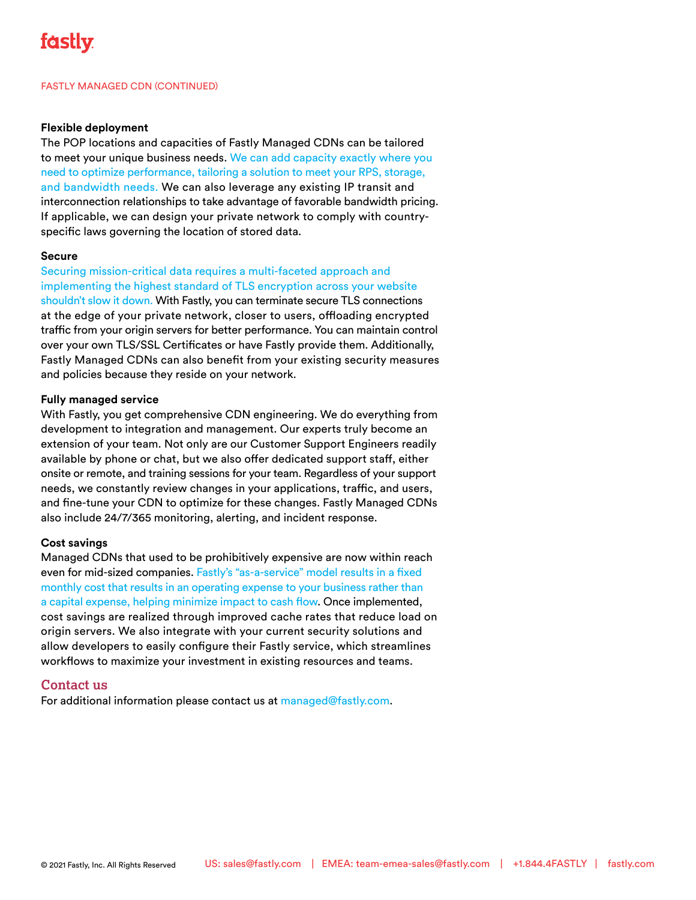FASTLY MANAGED CDN (CONTINUED)

**Flexible deployment**

The POP locations and capacities of Fastly Managed CDNs can be tailored to meet your unique business needs. We can add capacity exactly where you need to optimize performance, tailoring a solution to meet your RPS, storage, and bandwidth needs. We can also leverage any existing IP transit and interconnection relationships to take advantage of favorable bandwidth pricing. If applicable, we can design your private network to comply with country-specific laws governing the location of stored data.

**Secure**

Securing mission-critical data requires a multi-faceted approach and implementing the highest standard of TLS encryption across your website shouldn't slow it down. With Fastly, you can terminate secure TLS connections at the edge of your private network, closer to users, offloading encrypted traffic from your origin servers for better performance. You can maintain control over your own TLS/SSL Certificates or have Fastly provide them. Additionally, Fastly Managed CDNs can also benefit from your existing security measures and policies because they reside on your network.

**Fully managed service**

With Fastly, you get comprehensive CDN engineering. We do everything from development to integration and management. Our experts truly become an extension of your team. Not only are our Customer Support Engineers readily available by phone or chat, but we also offer dedicated support staff, either onsite or remote, and training sessions for your team. Regardless of your support needs, we constantly review changes in your applications, traffic, and users, and fine-tune your CDN to optimize for these changes. Fastly Managed CDNs also include 24/7/365 monitoring, alerting, and incident response.

**Cost savings**

Managed CDNs that used to be prohibitively expensive are now within reach even for mid-sized companies. Fastly's "as-a-service" model results in a fixed monthly cost that results in an operating expense to your business rather than a capital expense, helping minimize impact to cash flow. Once implemented, cost savings are realized through improved cache rates that reduce load on origin servers. We also integrate with your current security solutions and allow developers to easily configure their Fastly service, which streamlines workflows to maximize your investment in existing resources and teams.

## Contact us

For additional information please contact us at managed@fastly.com.